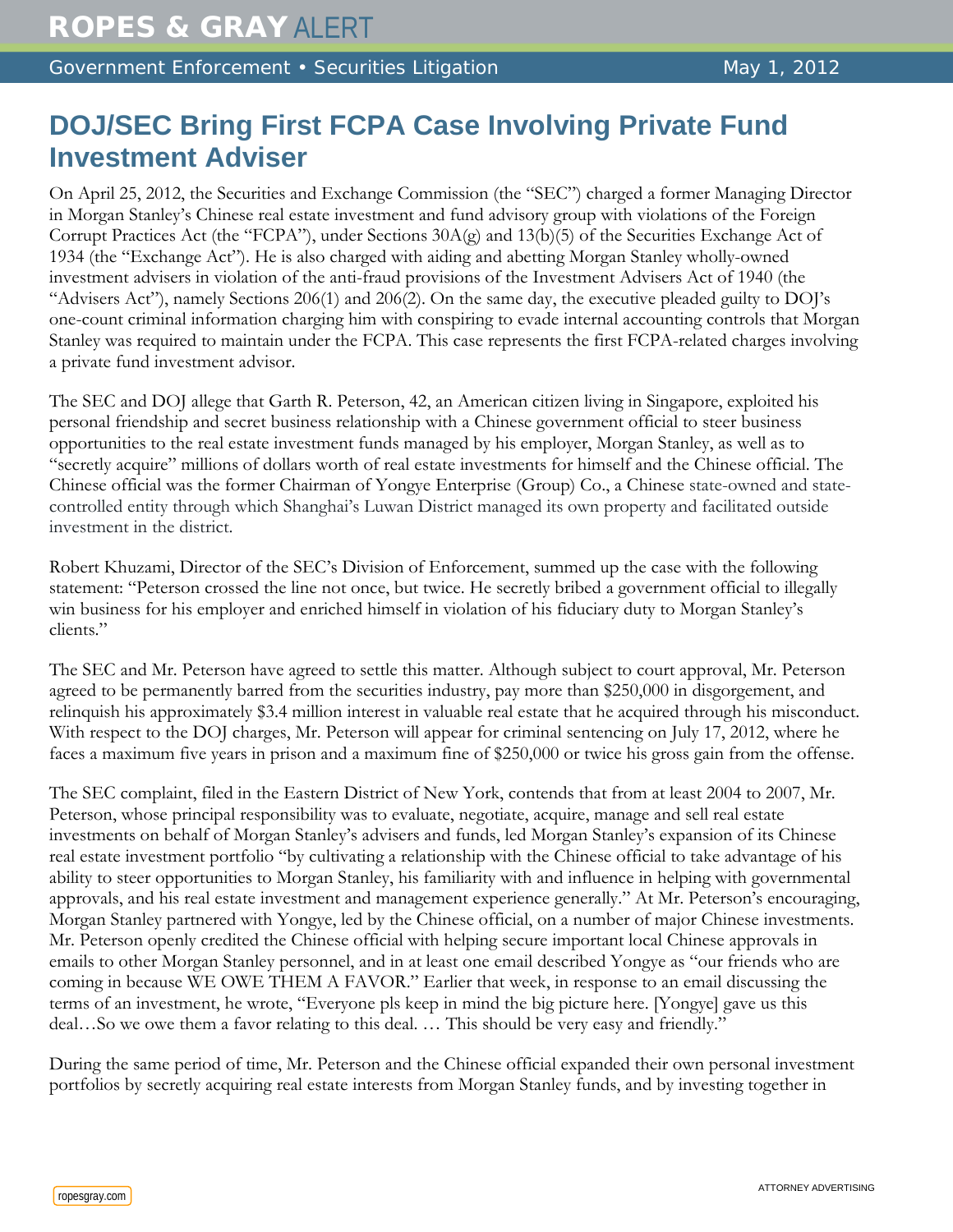# ROPES & GRAY ALERT

Government Enforcement • Securities Litigation May 1, 2012

## DOJ/SEC Bring First FCPA Case Involving Private Fund Investment Adviser

On April 25, 2012, the Securities and Exchange Commission (the "SEC") charged a former Managing Director in Morgan Stanley's Chinese real estate investment and fund advisory group with violations of the Foreign Corrupt Practices Act (the "FCPA"), under Sections 30A(g) and 13(b)(5) of the Securities Exchange Act of 1934 (the "Exchange Act"). He is also charged with aiding and abetting Morgan Stanley wholly-owned investment advisers in violation of the anti-fraud provisions of the Investment Advisers Act of 1940 (the "Advisers Act"), namely Sections 206(1) and 206(2). On the same day, the executive pleaded guilty to DOJ's one-count criminal information charging him with conspiring to evade internal accounting controls that Morgan Stanley was required to maintain under the FCPA. This case represents the first FCPA-related charges involving a private fund investment advisor.

The SEC and DOJ allege that Garth R. Peterson, 42, an American citizen living in Singapore, exploited his personal friendship and secret business relationship with a Chinese government official to steer business opportunities to the real estate investment funds managed by his employer, Morgan Stanley, as well as to "secretly acquire" millions of dollars worth of real estate investments for himself and the Chinese official. The Chinese official was the former Chairman of Yongye Enterprise (Group) Co., a Chinese state-owned and state-controlled entity through which Shanghai's Luwan District managed its own property and facilitated outside investment in the district.

Robert Khuzami, Director of the SEC's Division of Enforcement, summed up the case with the following statement: "Peterson crossed the line not once, but twice. He secretly bribed a government official to illegally win business for his employer and enriched himself in violation of his fiduciary duty to Morgan Stanley's clients."

The SEC and Mr. Peterson have agreed to settle this matter. Although subject to court approval, Mr. Peterson agreed to be permanently barred from the securities industry, pay more than $250,000 in disgorgement, and relinquish his approximately $3.4 million interest in valuable real estate that he acquired through his misconduct. With respect to the DOJ charges, Mr. Peterson will appear for criminal sentencing on July 17, 2012, where he faces a maximum five years in prison and a maximum fine of $250,000 or twice his gross gain from the offense.

The SEC complaint, filed in the Eastern District of New York, contends that from at least 2004 to 2007, Mr. Peterson, whose principal responsibility was to evaluate, negotiate, acquire, manage and sell real estate investments on behalf of Morgan Stanley's advisers and funds, led Morgan Stanley's expansion of its Chinese real estate investment portfolio "by cultivating a relationship with the Chinese official to take advantage of his ability to steer opportunities to Morgan Stanley, his familiarity with and influence in helping with governmental approvals, and his real estate investment and management experience generally." At Mr. Peterson's encouraging, Morgan Stanley partnered with Yongye, led by the Chinese official, on a number of major Chinese investments. Mr. Peterson openly credited the Chinese official with helping secure important local Chinese approvals in emails to other Morgan Stanley personnel, and in at least one email described Yongye as "our friends who are coming in because WE OWE THEM A FAVOR." Earlier that week, in response to an email discussing the terms of an investment, he wrote, "Everyone pls keep in mind the big picture here. [Yongye] gave us this deal…So we owe them a favor relating to this deal. … This should be very easy and friendly."

During the same period of time, Mr. Peterson and the Chinese official expanded their own personal investment portfolios by secretly acquiring real estate interests from Morgan Stanley funds, and by investing together in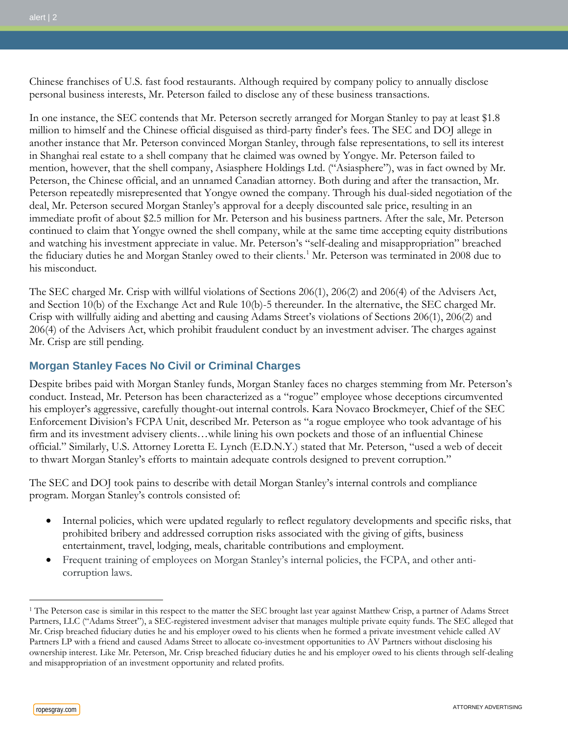Chinese franchises of U.S. fast food restaurants. Although required by company policy to annually disclose personal business interests, Mr. Peterson failed to disclose any of these business transactions.

In one instance, the SEC contends that Mr. Peterson secretly arranged for Morgan Stanley to pay at least $1.8 million to himself and the Chinese official disguised as third-party finder's fees. The SEC and DOJ allege in another instance that Mr. Peterson convinced Morgan Stanley, through false representations, to sell its interest in Shanghai real estate to a shell company that he claimed was owned by Yongye. Mr. Peterson failed to mention, however, that the shell company, Asiasphere Holdings Ltd. ("Asiasphere"), was in fact owned by Mr. Peterson, the Chinese official, and an unnamed Canadian attorney. Both during and after the transaction, Mr. Peterson repeatedly misrepresented that Yongye owned the company. Through his dual-sided negotiation of the deal, Mr. Peterson secured Morgan Stanley's approval for a deeply discounted sale price, resulting in an immediate profit of about $2.5 million for Mr. Peterson and his business partners. After the sale, Mr. Peterson continued to claim that Yongye owned the shell company, while at the same time accepting equity distributions and watching his investment appreciate in value. Mr. Peterson's "self-dealing and misappropriation" breached the fiduciary duties he and Morgan Stanley owed to their clients.[1] Mr. Peterson was terminated in 2008 due to his misconduct.

The SEC charged Mr. Crisp with willful violations of Sections 206(1), 206(2) and 206(4) of the Advisers Act, and Section 10(b) of the Exchange Act and Rule 10(b)-5 thereunder. In the alternative, the SEC charged Mr. Crisp with willfully aiding and abetting and causing Adams Street's violations of Sections 206(1), 206(2) and 206(4) of the Advisers Act, which prohibit fraudulent conduct by an investment adviser. The charges against Mr. Crisp are still pending.

## Morgan Stanley Faces No Civil or Criminal Charges

Despite bribes paid with Morgan Stanley funds, Morgan Stanley faces no charges stemming from Mr. Peterson's conduct. Instead, Mr. Peterson has been characterized as a "rogue" employee whose deceptions circumvented his employer's aggressive, carefully thought-out internal controls. Kara Novaco Brockmeyer, Chief of the SEC Enforcement Division's FCPA Unit, described Mr. Peterson as "a rogue employee who took advantage of his firm and its investment advisery clients…while lining his own pockets and those of an influential Chinese official." Similarly, U.S. Attorney Loretta E. Lynch (E.D.N.Y.) stated that Mr. Peterson, "used a web of deceit to thwart Morgan Stanley's efforts to maintain adequate controls designed to prevent corruption."

The SEC and DOJ took pains to describe with detail Morgan Stanley's internal controls and compliance program. Morgan Stanley's controls consisted of:

- Internal policies, which were updated regularly to reflect regulatory developments and specific risks, that prohibited bribery and addressed corruption risks associated with the giving of gifts, business entertainment, travel, lodging, meals, charitable contributions and employment.
- Frequent training of employees on Morgan Stanley's internal policies, the FCPA, and other anti-corruption laws.

---

[1] The Peterson case is similar in this respect to the matter the SEC brought last year against Matthew Crisp, a partner of Adams Street Partners, LLC ("Adams Street"), a SEC-registered investment adviser that manages multiple private equity funds. The SEC alleged that Mr. Crisp breached fiduciary duties he and his employer owed to his clients when he formed a private investment vehicle called AV Partners LP with a friend and caused Adams Street to allocate co-investment opportunities to AV Partners without disclosing his ownership interest. Like Mr. Peterson, Mr. Crisp breached fiduciary duties he and his employer owed to his clients through self-dealing and misappropriation of an investment opportunity and related profits.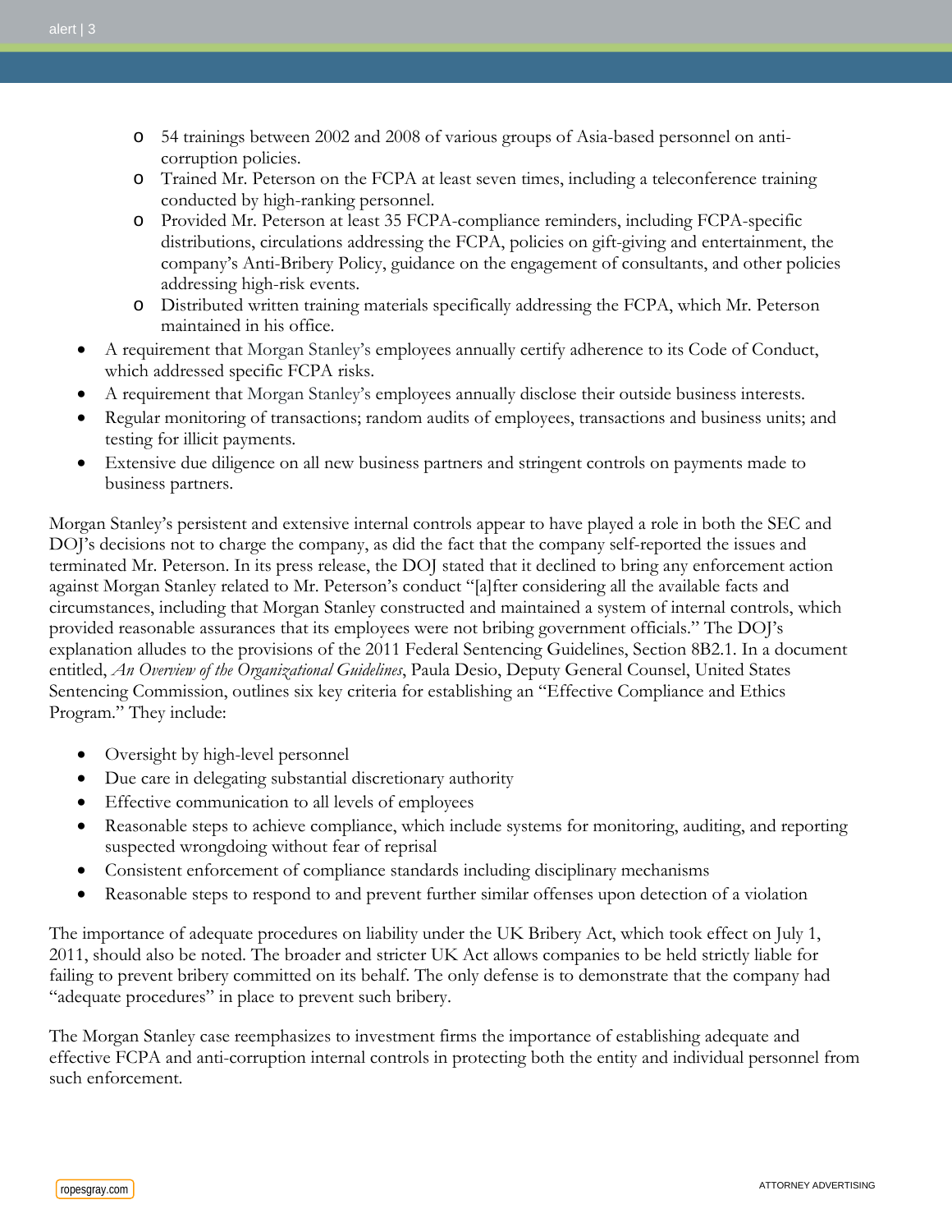- 54 trainings between 2002 and 2008 of various groups of Asia-based personnel on anti-corruption policies.
  - Trained Mr. Peterson on the FCPA at least seven times, including a teleconference training conducted by high-ranking personnel.
  - Provided Mr. Peterson at least 35 FCPA-compliance reminders, including FCPA-specific distributions, circulations addressing the FCPA, policies on gift-giving and entertainment, the company's Anti-Bribery Policy, guidance on the engagement of consultants, and other policies addressing high-risk events.
  - Distributed written training materials specifically addressing the FCPA, which Mr. Peterson maintained in his office.
- A requirement that Morgan Stanley's employees annually certify adherence to its Code of Conduct, which addressed specific FCPA risks.
- A requirement that Morgan Stanley's employees annually disclose their outside business interests.
- Regular monitoring of transactions; random audits of employees, transactions and business units; and testing for illicit payments.
- Extensive due diligence on all new business partners and stringent controls on payments made to business partners.

Morgan Stanley's persistent and extensive internal controls appear to have played a role in both the SEC and DOJ's decisions not to charge the company, as did the fact that the company self-reported the issues and terminated Mr. Peterson. In its press release, the DOJ stated that it declined to bring any enforcement action against Morgan Stanley related to Mr. Peterson's conduct "[a]fter considering all the available facts and circumstances, including that Morgan Stanley constructed and maintained a system of internal controls, which provided reasonable assurances that its employees were not bribing government officials." The DOJ's explanation alludes to the provisions of the 2011 Federal Sentencing Guidelines, Section 8B2.1. In a document entitled, *An Overview of the Organizational Guidelines*, Paula Desio, Deputy General Counsel, United States Sentencing Commission, outlines six key criteria for establishing an "Effective Compliance and Ethics Program." They include:

- Oversight by high-level personnel
- Due care in delegating substantial discretionary authority
- Effective communication to all levels of employees
- Reasonable steps to achieve compliance, which include systems for monitoring, auditing, and reporting suspected wrongdoing without fear of reprisal
- Consistent enforcement of compliance standards including disciplinary mechanisms
- Reasonable steps to respond to and prevent further similar offenses upon detection of a violation

The importance of adequate procedures on liability under the UK Bribery Act, which took effect on July 1, 2011, should also be noted. The broader and stricter UK Act allows companies to be held strictly liable for failing to prevent bribery committed on its behalf. The only defense is to demonstrate that the company had "adequate procedures" in place to prevent such bribery.

The Morgan Stanley case reemphasizes to investment firms the importance of establishing adequate and effective FCPA and anti-corruption internal controls in protecting both the entity and individual personnel from such enforcement.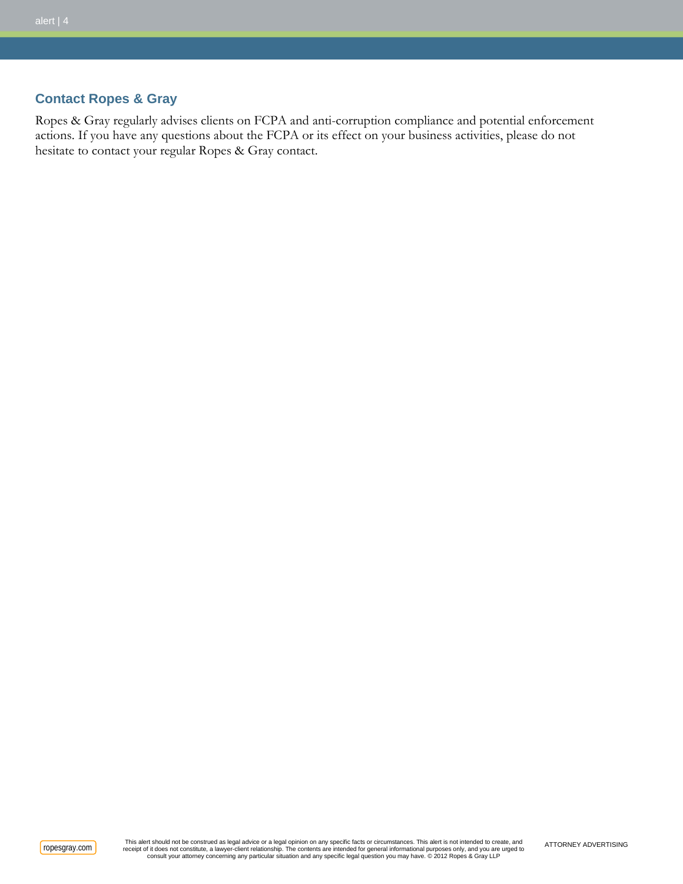## Contact Ropes & Gray

Ropes & Gray regularly advises clients on FCPA and anti-corruption compliance and potential enforcement actions. If you have any questions about the FCPA or its effect on your business activities, please do not hesitate to contact your regular Ropes & Gray contact.

ropesgray.com

This alert should not be construed as legal advice or a legal opinion on any specific facts or circumstances. This alert is not intended to create, and receipt of it does not constitute, a lawyer-client relationship. The contents are intended for general informational purposes only, and you are urged to consult your attorney concerning any particular situation and any specific legal question you may have. © 2012 Ropes & Gray LLP

ATTORNEY ADVERTISING